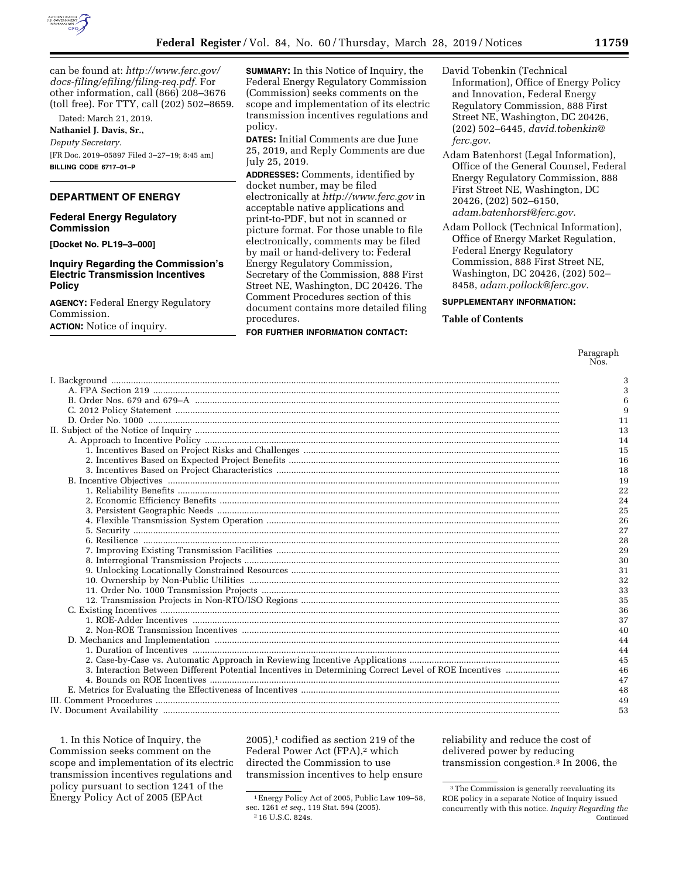can be found at: *http://www.ferc.gov/docs-filing/efiling/filing-req.pdf.* For other information, call (866) 208–3676 (toll free). For TTY, call (202) 502–8659.

Dated: March 21, 2019.

**Nathaniel J. Davis, Sr.,**

*Deputy Secretary.*

[FR Doc. 2019–05897 Filed 3–27–19; 8:45 am]

**BILLING CODE 6717–01–P**

## DEPARTMENT OF ENERGY

### Federal Energy Regulatory Commission

**[Docket No. PL19–3–000]**

### Inquiry Regarding the Commission's Electric Transmission Incentives Policy

**AGENCY:** Federal Energy Regulatory Commission.

**ACTION:** Notice of inquiry.

**SUMMARY:** In this Notice of Inquiry, the Federal Energy Regulatory Commission (Commission) seeks comments on the scope and implementation of its electric transmission incentives regulations and policy.

**DATES:** Initial Comments are due June 25, 2019, and Reply Comments are due July 25, 2019.

**ADDRESSES:** Comments, identified by docket number, may be filed electronically at *http://www.ferc.gov* in acceptable native applications and print-to-PDF, but not in scanned or picture format. For those unable to file electronically, comments may be filed by mail or hand-delivery to: Federal Energy Regulatory Commission, Secretary of the Commission, 888 First Street NE, Washington, DC 20426. The Comment Procedures section of this document contains more detailed filing procedures.

**FOR FURTHER INFORMATION CONTACT:**

David Tobenkin (Technical Information), Office of Energy Policy and Innovation, Federal Energy Regulatory Commission, 888 First Street NE, Washington, DC 20426, (202) 502–6445, *david.tobenkin@ferc.gov.*

Adam Batenhorst (Legal Information), Office of the General Counsel, Federal Energy Regulatory Commission, 888 First Street NE, Washington, DC 20426, (202) 502–6150, *adam.batenhorst@ferc.gov.*

Adam Pollock (Technical Information), Office of Energy Market Regulation, Federal Energy Regulatory Commission, 888 First Street NE, Washington, DC 20426, (202) 502–8458, *adam.pollock@ferc.gov.*

**SUPPLEMENTARY INFORMATION:**

**Table of Contents**

| | Paragraph Nos. |
|---|---|
| I. Background | 3 |
| A. FPA Section 219 | 3 |
| B. Order Nos. 679 and 679–A | 6 |
| C. 2012 Policy Statement | 9 |
| D. Order No. 1000 | 11 |
| II. Subject of the Notice of Inquiry | 13 |
| A. Approach to Incentive Policy | 14 |
| 1. Incentives Based on Project Risks and Challenges | 15 |
| 2. Incentives Based on Expected Project Benefits | 16 |
| 3. Incentives Based on Project Characteristics | 18 |
| B. Incentive Objectives | 19 |
| 1. Reliability Benefits | 22 |
| 2. Economic Efficiency Benefits | 24 |
| 3. Persistent Geographic Needs | 25 |
| 4. Flexible Transmission System Operation | 26 |
| 5. Security | 27 |
| 6. Resilience | 28 |
| 7. Improving Existing Transmission Facilities | 29 |
| 8. Interregional Transmission Projects | 30 |
| 9. Unlocking Locationally Constrained Resources | 31 |
| 10. Ownership by Non-Public Utilities | 32 |
| 11. Order No. 1000 Transmission Projects | 33 |
| 12. Transmission Projects in Non-RTO/ISO Regions | 35 |
| C. Existing Incentives | 36 |
| 1. ROE-Adder Incentives | 37 |
| 2. Non-ROE Transmission Incentives | 40 |
| D. Mechanics and Implementation | 44 |
| 1. Duration of Incentives | 44 |
| 2. Case-by-Case vs. Automatic Approach in Reviewing Incentive Applications | 45 |
| 3. Interaction Between Different Potential Incentives in Determining Correct Level of ROE Incentives | 46 |
| 4. Bounds on ROE Incentives | 47 |
| E. Metrics for Evaluating the Effectiveness of Incentives | 48 |
| III. Comment Procedures | 49 |
| IV. Document Availability | 53 |

1. In this Notice of Inquiry, the Commission seeks comment on the scope and implementation of its electric transmission incentives regulations and policy pursuant to section 1241 of the Energy Policy Act of 2005 (EPAct 2005),[1] codified as section 219 of the Federal Power Act (FPA),[2] which directed the Commission to use transmission incentives to help ensure reliability and reduce the cost of delivered power by reducing transmission congestion.[3] In 2006, the

[1] Energy Policy Act of 2005, Public Law 109–58, sec. 1261 *et seq.,* 119 Stat. 594 (2005).

[2] 16 U.S.C. 824s.

[3] The Commission is generally reevaluating its ROE policy in a separate Notice of Inquiry issued concurrently with this notice. *Inquiry Regarding the* Continued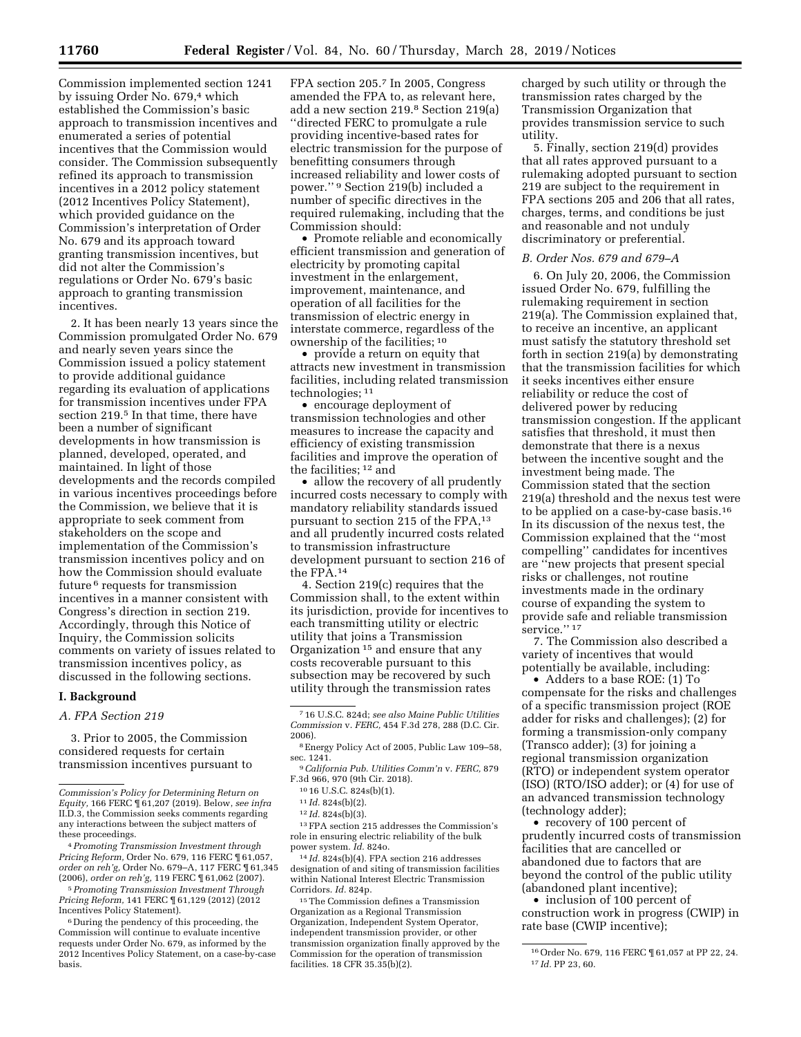Commission implemented section 1241 by issuing Order No. 679,[4] which established the Commission's basic approach to transmission incentives and enumerated a series of potential incentives that the Commission would consider. The Commission subsequently refined its approach to transmission incentives in a 2012 policy statement (2012 Incentives Policy Statement), which provided guidance on the Commission's interpretation of Order No. 679 and its approach toward granting transmission incentives, but did not alter the Commission's regulations or Order No. 679's basic approach to granting transmission incentives.

2. It has been nearly 13 years since the Commission promulgated Order No. 679 and nearly seven years since the Commission issued a policy statement to provide additional guidance regarding its evaluation of applications for transmission incentives under FPA section 219.[5] In that time, there have been a number of significant developments in how transmission is planned, developed, operated, and maintained. In light of those developments and the records compiled in various incentives proceedings before the Commission, we believe that it is appropriate to seek comment from stakeholders on the scope and implementation of the Commission's transmission incentives policy and on how the Commission should evaluate future[6] requests for transmission incentives in a manner consistent with Congress's direction in section 219. Accordingly, through this Notice of Inquiry, the Commission solicits comments on variety of issues related to transmission incentives policy, as discussed in the following sections.

## I. Background

### A. FPA Section 219

3. Prior to 2005, the Commission considered requests for certain transmission incentives pursuant to FPA section 205.[7] In 2005, Congress amended the FPA to, as relevant here, add a new section 219.[8] Section 219(a) ''directed FERC to promulgate a rule providing incentive-based rates for electric transmission for the purpose of benefitting consumers through increased reliability and lower costs of power.''[9] Section 219(b) included a number of specific directives in the required rulemaking, including that the Commission should:

- Promote reliable and economically efficient transmission and generation of electricity by promoting capital investment in the enlargement, improvement, maintenance, and operation of all facilities for the transmission of electric energy in interstate commerce, regardless of the ownership of the facilities;[10]
- provide a return on equity that attracts new investment in transmission facilities, including related transmission technologies;[11]
- encourage deployment of transmission technologies and other measures to increase the capacity and efficiency of existing transmission facilities and improve the operation of the facilities;[12] and
- allow the recovery of all prudently incurred costs necessary to comply with mandatory reliability standards issued pursuant to section 215 of the FPA,[13] and all prudently incurred costs related to transmission infrastructure development pursuant to section 216 of the FPA.[14]

4. Section 219(c) requires that the Commission shall, to the extent within its jurisdiction, provide for incentives to each transmitting utility or electric utility that joins a Transmission Organization[15] and ensure that any costs recoverable pursuant to this subsection may be recovered by such utility through the transmission rates charged by such utility or through the transmission rates charged by the Transmission Organization that provides transmission service to such utility.

5. Finally, section 219(d) provides that all rates approved pursuant to a rulemaking adopted pursuant to section 219 are subject to the requirement in FPA sections 205 and 206 that all rates, charges, terms, and conditions be just and reasonable and not unduly discriminatory or preferential.

### B. Order Nos. 679 and 679–A

6. On July 20, 2006, the Commission issued Order No. 679, fulfilling the rulemaking requirement in section 219(a). The Commission explained that, to receive an incentive, an applicant must satisfy the statutory threshold set forth in section 219(a) by demonstrating that the transmission facilities for which it seeks incentives either ensure reliability or reduce the cost of delivered power by reducing transmission congestion. If the applicant satisfies that threshold, it must then demonstrate that there is a nexus between the incentive sought and the investment being made. The Commission stated that the section 219(a) threshold and the nexus test were to be applied on a case-by-case basis.[16] In its discussion of the nexus test, the Commission explained that the ''most compelling'' candidates for incentives are ''new projects that present special risks or challenges, not routine investments made in the ordinary course of expanding the system to provide safe and reliable transmission service.''[17]

7. The Commission also described a variety of incentives that would potentially be available, including:

- Adders to a base ROE: (1) To compensate for the risks and challenges of a specific transmission project (ROE adder for risks and challenges); (2) for forming a transmission-only company (Transco adder); (3) for joining a regional transmission organization (RTO) or independent system operator (ISO) (RTO/ISO adder); or (4) for use of an advanced transmission technology (technology adder);
- recovery of 100 percent of prudently incurred costs of transmission facilities that are cancelled or abandoned due to factors that are beyond the control of the public utility (abandoned plant incentive);
- inclusion of 100 percent of construction work in progress (CWIP) in rate base (CWIP incentive);

---

*Commission's Policy for Determining Return on Equity,* 166 FERC ¶ 61,207 (2019). Below, *see infra* II.D.3, the Commission seeks comments regarding any interactions between the subject matters of these proceedings.

[4] *Promoting Transmission Investment through Pricing Reform,* Order No. 679, 116 FERC ¶ 61,057, *order on reh'g,* Order No. 679–A, 117 FERC ¶ 61,345 (2006), *order on reh'g,* 119 FERC ¶ 61,062 (2007).

[5] *Promoting Transmission Investment Through Pricing Reform,* 141 FERC ¶ 61,129 (2012) (2012 Incentives Policy Statement).

[6] During the pendency of this proceeding, the Commission will continue to evaluate incentive requests under Order No. 679, as informed by the 2012 Incentives Policy Statement, on a case-by-case basis.

[7] 16 U.S.C. 824d; *see also Maine Public Utilities Commission* v. *FERC,* 454 F.3d 278, 288 (D.C. Cir. 2006).

[8] Energy Policy Act of 2005, Public Law 109–58, sec. 1241.

[9] *California Pub. Utilities Comm'n* v. *FERC,* 879 F.3d 966, 970 (9th Cir. 2018).

[10] 16 U.S.C. 824s(b)(1).

[11] *Id.* 824s(b)(2).

[12] *Id.* 824s(b)(3).

[13] FPA section 215 addresses the Commission's role in ensuring electric reliability of the bulk power system. *Id.* 824o.

[14] *Id.* 824s(b)(4). FPA section 216 addresses designation of and siting of transmission facilities within National Interest Electric Transmission Corridors. *Id.* 824p.

[15] The Commission defines a Transmission Organization as a Regional Transmission Organization, Independent System Operator, independent transmission provider, or other transmission organization finally approved by the Commission for the operation of transmission facilities. 18 CFR 35.35(b)(2).

[16] Order No. 679, 116 FERC ¶ 61,057 at PP 22, 24.

[17] *Id.* PP 23, 60.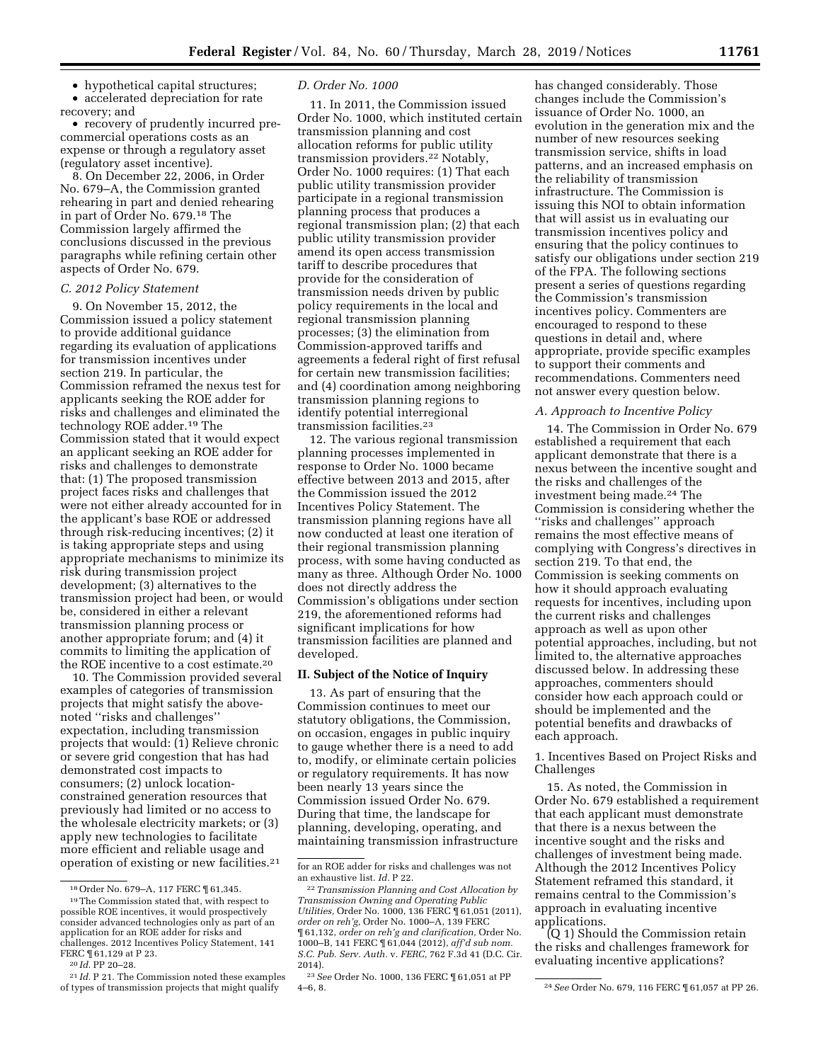- hypothetical capital structures;
- accelerated depreciation for rate recovery; and
- recovery of prudently incurred pre-commercial operations costs as an expense or through a regulatory asset (regulatory asset incentive).

8. On December 22, 2006, in Order No. 679–A, the Commission granted rehearing in part and denied rehearing in part of Order No. 679.[18] The Commission largely affirmed the conclusions discussed in the previous paragraphs while refining certain other aspects of Order No. 679.

### C. 2012 Policy Statement

9. On November 15, 2012, the Commission issued a policy statement to provide additional guidance regarding its evaluation of applications for transmission incentives under section 219. In particular, the Commission reframed the nexus test for applicants seeking the ROE adder for risks and challenges and eliminated the technology ROE adder.[19] The Commission stated that it would expect an applicant seeking an ROE adder for risks and challenges to demonstrate that: (1) The proposed transmission project faces risks and challenges that were not either already accounted for in the applicant's base ROE or addressed through risk-reducing incentives; (2) it is taking appropriate steps and using appropriate mechanisms to minimize its risk during transmission project development; (3) alternatives to the transmission project had been, or would be, considered in either a relevant transmission planning process or another appropriate forum; and (4) it commits to limiting the application of the ROE incentive to a cost estimate.[20]

10. The Commission provided several examples of categories of transmission projects that might satisfy the above-noted ''risks and challenges'' expectation, including transmission projects that would: (1) Relieve chronic or severe grid congestion that has had demonstrated cost impacts to consumers; (2) unlock location-constrained generation resources that previously had limited or no access to the wholesale electricity markets; or (3) apply new technologies to facilitate more efficient and reliable usage and operation of existing or new facilities.[21]

### D. Order No. 1000

11. In 2011, the Commission issued Order No. 1000, which instituted certain transmission planning and cost allocation reforms for public utility transmission providers.[22] Notably, Order No. 1000 requires: (1) That each public utility transmission provider participate in a regional transmission planning process that produces a regional transmission plan; (2) that each public utility transmission provider amend its open access transmission tariff to describe procedures that provide for the consideration of transmission needs driven by public policy requirements in the local and regional transmission planning processes; (3) the elimination from Commission-approved tariffs and agreements a federal right of first refusal for certain new transmission facilities; and (4) coordination among neighboring transmission planning regions to identify potential interregional transmission facilities.[23]

12. The various regional transmission planning processes implemented in response to Order No. 1000 became effective between 2013 and 2015, after the Commission issued the 2012 Incentives Policy Statement. The transmission planning regions have all now conducted at least one iteration of their regional transmission planning process, with some having conducted as many as three. Although Order No. 1000 does not directly address the Commission's obligations under section 219, the aforementioned reforms had significant implications for how transmission facilities are planned and developed.

## II. Subject of the Notice of Inquiry

13. As part of ensuring that the Commission continues to meet our statutory obligations, the Commission, on occasion, engages in public inquiry to gauge whether there is a need to add to, modify, or eliminate certain policies or regulatory requirements. It has now been nearly 13 years since the Commission issued Order No. 679. During that time, the landscape for planning, developing, operating, and maintaining transmission infrastructure has changed considerably. Those changes include the Commission's issuance of Order No. 1000, an evolution in the generation mix and the number of new resources seeking transmission service, shifts in load patterns, and an increased emphasis on the reliability of transmission infrastructure. The Commission is issuing this NOI to obtain information that will assist us in evaluating our transmission incentives policy and ensuring that the policy continues to satisfy our obligations under section 219 of the FPA. The following sections present a series of questions regarding the Commission's transmission incentives policy. Commenters are encouraged to respond to these questions in detail and, where appropriate, provide specific examples to support their comments and recommendations. Commenters need not answer every question below.

### A. Approach to Incentive Policy

14. The Commission in Order No. 679 established a requirement that each applicant demonstrate that there is a nexus between the incentive sought and the risks and challenges of the investment being made.[24] The Commission is considering whether the ''risks and challenges'' approach remains the most effective means of complying with Congress's directives in section 219. To that end, the Commission is seeking comments on how it should approach evaluating requests for incentives, including upon the current risks and challenges approach as well as upon other potential approaches, including, but not limited to, the alternative approaches discussed below. In addressing these approaches, commenters should consider how each approach could or should be implemented and the potential benefits and drawbacks of each approach.

#### 1. Incentives Based on Project Risks and Challenges

15. As noted, the Commission in Order No. 679 established a requirement that each applicant must demonstrate that there is a nexus between the incentive sought and the risks and challenges of investment being made. Although the 2012 Incentives Policy Statement reframed this standard, it remains central to the Commission's approach in evaluating incentive applications.

(Q 1) Should the Commission retain the risks and challenges framework for evaluating incentive applications?

---

[18] Order No. 679–A, 117 FERC ¶ 61,345.

[19] The Commission stated that, with respect to possible ROE incentives, it would prospectively consider advanced technologies only as part of an application for an ROE adder for risks and challenges. 2012 Incentives Policy Statement, 141 FERC ¶ 61,129 at P 23.

[20] *Id.* PP 20–28.

[21] *Id.* P 21. The Commission noted these examples of types of transmission projects that might qualify for an ROE adder for risks and challenges was not an exhaustive list. *Id.* P 22.

[22] *Transmission Planning and Cost Allocation by Transmission Owning and Operating Public Utilities,* Order No. 1000, 136 FERC ¶ 61,051 (2011), *order on reh'g,* Order No. 1000–A, 139 FERC ¶ 61,132, *order on reh'g and clarification,* Order No. 1000–B, 141 FERC ¶ 61,044 (2012), *aff'd sub nom. S.C. Pub. Serv. Auth.* v. *FERC,* 762 F.3d 41 (D.C. Cir. 2014).

[23] *See* Order No. 1000, 136 FERC ¶ 61,051 at PP 4–6, 8.

[24] *See* Order No. 679, 116 FERC ¶ 61,057 at PP 26.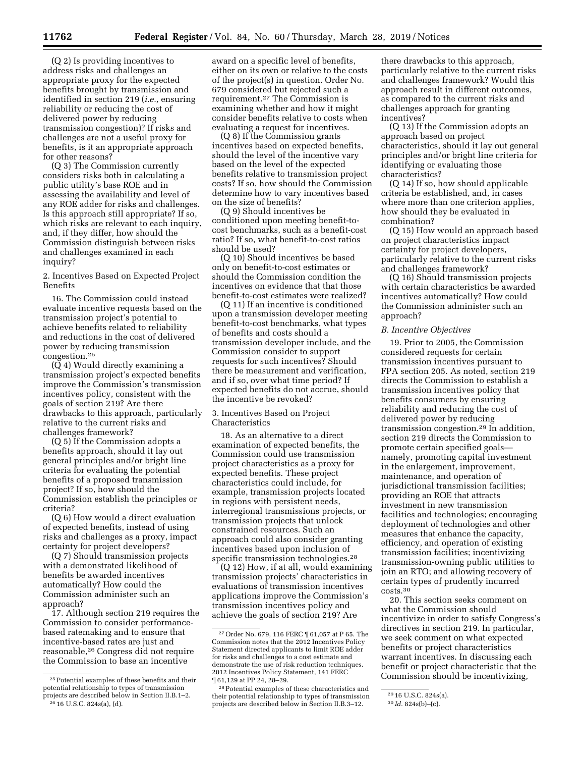(Q 2) Is providing incentives to address risks and challenges an appropriate proxy for the expected benefits brought by transmission and identified in section 219 (*i.e.,* ensuring reliability or reducing the cost of delivered power by reducing transmission congestion)? If risks and challenges are not a useful proxy for benefits, is it an appropriate approach for other reasons?

(Q 3) The Commission currently considers risks both in calculating a public utility's base ROE and in assessing the availability and level of any ROE adder for risks and challenges. Is this approach still appropriate? If so, which risks are relevant to each inquiry, and, if they differ, how should the Commission distinguish between risks and challenges examined in each inquiry?

2. Incentives Based on Expected Project Benefits

16. The Commission could instead evaluate incentive requests based on the transmission project's potential to achieve benefits related to reliability and reductions in the cost of delivered power by reducing transmission congestion.[25]

(Q 4) Would directly examining a transmission project's expected benefits improve the Commission's transmission incentives policy, consistent with the goals of section 219? Are there drawbacks to this approach, particularly relative to the current risks and challenges framework?

(Q 5) If the Commission adopts a benefits approach, should it lay out general principles and/or bright line criteria for evaluating the potential benefits of a proposed transmission project? If so, how should the Commission establish the principles or criteria?

(Q 6) How would a direct evaluation of expected benefits, instead of using risks and challenges as a proxy, impact certainty for project developers?

(Q 7) Should transmission projects with a demonstrated likelihood of benefits be awarded incentives automatically? How could the Commission administer such an approach?

17. Although section 219 requires the Commission to consider performance-based ratemaking and to ensure that incentive-based rates are just and reasonable,[26] Congress did not require the Commission to base an incentive award on a specific level of benefits, either on its own or relative to the costs of the project(s) in question. Order No. 679 considered but rejected such a requirement.[27] The Commission is examining whether and how it might consider benefits relative to costs when evaluating a request for incentives.

(Q 8) If the Commission grants incentives based on expected benefits, should the level of the incentive vary based on the level of the expected benefits relative to transmission project costs? If so, how should the Commission determine how to vary incentives based on the size of benefits?

(Q 9) Should incentives be conditioned upon meeting benefit-to-cost benchmarks, such as a benefit-cost ratio? If so, what benefit-to-cost ratios should be used?

(Q 10) Should incentives be based only on benefit-to-cost estimates or should the Commission condition the incentives on evidence that that those benefit-to-cost estimates were realized?

(Q 11) If an incentive is conditioned upon a transmission developer meeting benefit-to-cost benchmarks, what types of benefits and costs should a transmission developer include, and the Commission consider to support requests for such incentives? Should there be measurement and verification, and if so, over what time period? If expected benefits do not accrue, should the incentive be revoked?

3. Incentives Based on Project Characteristics

18. As an alternative to a direct examination of expected benefits, the Commission could use transmission project characteristics as a proxy for expected benefits. These project characteristics could include, for example, transmission projects located in regions with persistent needs, interregional transmissions projects, or transmission projects that unlock constrained resources. Such an approach could also consider granting incentives based upon inclusion of specific transmission technologies.[28]

(Q 12) How, if at all, would examining transmission projects' characteristics in evaluations of transmission incentives applications improve the Commission's transmission incentives policy and achieve the goals of section 219? Are there drawbacks to this approach, particularly relative to the current risks and challenges framework? Would this approach result in different outcomes, as compared to the current risks and challenges approach for granting incentives?

(Q 13) If the Commission adopts an approach based on project characteristics, should it lay out general principles and/or bright line criteria for identifying or evaluating those characteristics?

(Q 14) If so, how should applicable criteria be established, and, in cases where more than one criterion applies, how should they be evaluated in combination?

(Q 15) How would an approach based on project characteristics impact certainty for project developers, particularly relative to the current risks and challenges framework?

(Q 16) Should transmission projects with certain characteristics be awarded incentives automatically? How could the Commission administer such an approach?

*B. Incentive Objectives*

19. Prior to 2005, the Commission considered requests for certain transmission incentives pursuant to FPA section 205. As noted, section 219 directs the Commission to establish a transmission incentives policy that benefits consumers by ensuring reliability and reducing the cost of delivered power by reducing transmission congestion.[29] In addition, section 219 directs the Commission to promote certain specified goals—namely, promoting capital investment in the enlargement, improvement, maintenance, and operation of jurisdictional transmission facilities; providing an ROE that attracts investment in new transmission facilities and technologies; encouraging deployment of technologies and other measures that enhance the capacity, efficiency, and operation of existing transmission facilities; incentivizing transmission-owning public utilities to join an RTO; and allowing recovery of certain types of prudently incurred costs.[30]

20. This section seeks comment on what the Commission should incentivize in order to satisfy Congress's directives in section 219. In particular, we seek comment on what expected benefits or project characteristics warrant incentives. In discussing each benefit or project characteristic that the Commission should be incentivizing,

---

[25] Potential examples of these benefits and their potential relationship to types of transmission projects are described below in Section II.B.1–2.

[26] 16 U.S.C. 824s(a), (d).

[27] Order No. 679, 116 FERC ¶ 61,057 at P 65. The Commission notes that the 2012 Incentives Policy Statement directed applicants to limit ROE adder for risks and challenges to a cost estimate and demonstrate the use of risk reduction techniques. 2012 Incentives Policy Statement, 141 FERC ¶ 61,129 at PP 24, 28–29.

[28] Potential examples of these characteristics and their potential relationship to types of transmission projects are described below in Section II.B.3–12.

[29] 16 U.S.C. 824s(a).

[30] *Id.* 824s(b)–(c).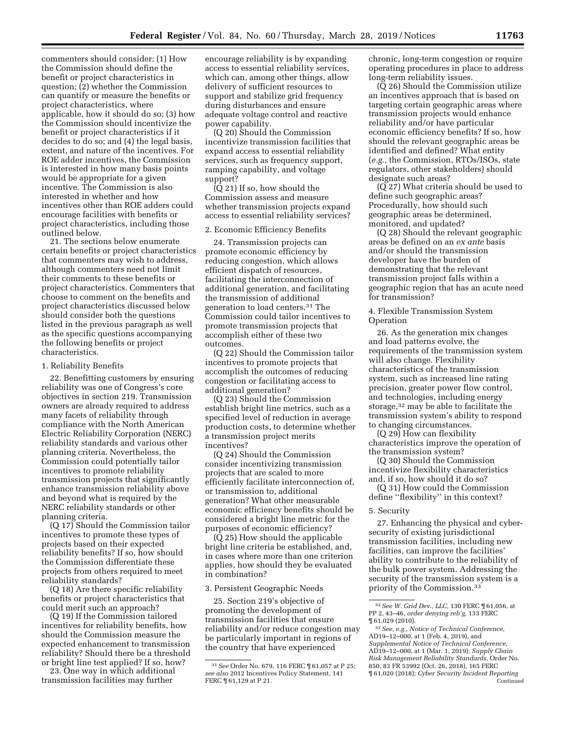commenters should consider: (1) How the Commission should define the benefit or project characteristics in question; (2) whether the Commission can quantify or measure the benefits or project characteristics, where applicable, how it should do so; (3) how the Commission should incentivize the benefit or project characteristics if it decides to do so; and (4) the legal basis, extent, and nature of the incentives. For ROE adder incentives, the Commission is interested in how many basis points would be appropriate for a given incentive. The Commission is also interested in whether and how incentives other than ROE adders could encourage facilities with benefits or project characteristics, including those outlined below.

21. The sections below enumerate certain benefits or project characteristics that commenters may wish to address, although commenters need not limit their comments to these benefits or project characteristics. Commenters that choose to comment on the benefits and project characteristics discussed below should consider both the questions listed in the previous paragraph as well as the specific questions accompanying the following benefits or project characteristics.

1. Reliability Benefits

22. Benefitting customers by ensuring reliability was one of Congress's core objectives in section 219. Transmission owners are already required to address many facets of reliability through compliance with the North American Electric Reliability Corporation (NERC) reliability standards and various other planning criteria. Nevertheless, the Commission could potentially tailor incentives to promote reliability transmission projects that significantly enhance transmission reliability above and beyond what is required by the NERC reliability standards or other planning criteria.

(Q 17) Should the Commission tailor incentives to promote these types of projects based on their expected reliability benefits? If so, how should the Commission differentiate these projects from others required to meet reliability standards?

(Q 18) Are there specific reliability benefits or project characteristics that could merit such an approach?

(Q 19) If the Commission tailored incentives for reliability benefits, how should the Commission measure the expected enhancement to transmission reliability? Should there be a threshold or bright line test applied? If so, how?

23. One way in which additional transmission facilities may further encourage reliability is by expanding access to essential reliability services, which can, among other things, allow delivery of sufficient resources to support and stabilize grid frequency during disturbances and ensure adequate voltage control and reactive power capability.

(Q 20) Should the Commission incentivize transmission facilities that expand access to essential reliability services, such as frequency support, ramping capability, and voltage support?

(Q 21) If so, how should the Commission assess and measure whether transmission projects expand access to essential reliability services?

2. Economic Efficiency Benefits

24. Transmission projects can promote economic efficiency by reducing congestion, which allows efficient dispatch of resources, facilitating the interconnection of additional generation, and facilitating the transmission of additional generation to load centers.[31] The Commission could tailor incentives to promote transmission projects that accomplish either of these two outcomes.

(Q 22) Should the Commission tailor incentives to promote projects that accomplish the outcomes of reducing congestion or facilitating access to additional generation?

(Q 23) Should the Commission establish bright line metrics, such as a specified level of reduction in average production costs, to determine whether a transmission project merits incentives?

(Q 24) Should the Commission consider incentivizing transmission projects that are scaled to more efficiently facilitate interconnection of, or transmission to, additional generation? What other measurable economic efficiency benefits should be considered a bright line metric for the purposes of economic efficiency?

(Q 25) How should the applicable bright line criteria be established, and, in cases where more than one criterion applies, how should they be evaluated in combination?

3. Persistent Geographic Needs

25. Section 219's objective of promoting the development of transmission facilities that ensure reliability and/or reduce congestion may be particularly important in regions of the country that have experienced chronic, long-term congestion or require operating procedures in place to address long-term reliability issues.

(Q 26) Should the Commission utilize an incentives approach that is based on targeting certain geographic areas where transmission projects would enhance reliability and/or have particular economic efficiency benefits? If so, how should the relevant geographic areas be identified and defined? What entity (*e.g.,* the Commission, RTOs/ISOs, state regulators, other stakeholders) should designate such areas?

(Q 27) What criteria should be used to define such geographic areas? Procedurally, how should such geographic areas be determined, monitored, and updated?

(Q 28) Should the relevant geographic areas be defined on an *ex ante* basis and/or should the transmission developer have the burden of demonstrating that the relevant transmission project falls within a geographic region that has an acute need for transmission?

4. Flexible Transmission System Operation

26. As the generation mix changes and load patterns evolve, the requirements of the transmission system will also change. Flexibility characteristics of the transmission system, such as increased line rating precision, greater power flow control, and technologies, including energy storage,[32] may be able to facilitate the transmission system's ability to respond to changing circumstances.

(Q 29) How can flexibility characteristics improve the operation of the transmission system?

(Q 30) Should the Commission incentivize flexibility characteristics and, if so, how should it do so?

(Q 31) How could the Commission define "flexibility" in this context?

5. Security

27. Enhancing the physical and cyber-security of existing jurisdictional transmission facilities, including new facilities, can improve the facilities' ability to contribute to the reliability of the bulk power system. Addressing the security of the transmission system is a priority of the Commission.[33]

---

[31] *See* Order No. 679, 116 FERC ¶ 61,057 at P 25; *see also* 2012 Incentives Policy Statement, 141 FERC ¶ 61,129 at P 21.

[32] *See W. Grid Dev., LLC,* 130 FERC ¶ 61,056, at PP 2, 43–46, *order denying reh'g,* 133 FERC ¶ 61,029 (2010).

[33] *See, e.g., Notice of Technical Conference,* AD19–12–000, at 1 (Feb. 4, 2019), and *Supplemental Notice of Technical Conference,* AD19–12–000, at 1 (Mar. 1, 2019); *Supply Chain Risk Management Reliability Standards,* Order No. 850, 83 FR 53992 (Oct. 26, 2018), 165 FERC ¶ 61,020 (2018); *Cyber Security Incident Reporting* Continued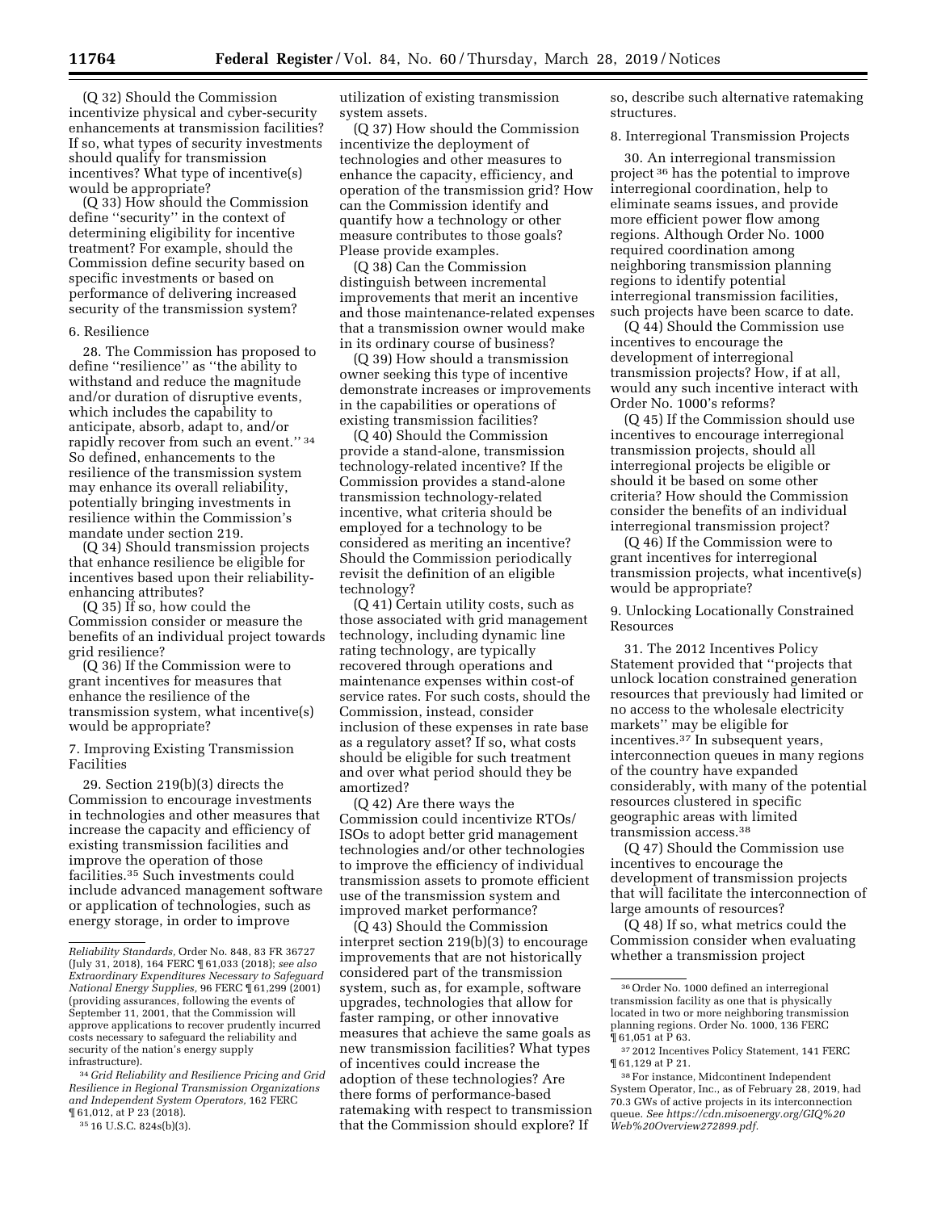(Q 32) Should the Commission incentivize physical and cyber-security enhancements at transmission facilities? If so, what types of security investments should qualify for transmission incentives? What type of incentive(s) would be appropriate?

(Q 33) How should the Commission define ''security'' in the context of determining eligibility for incentive treatment? For example, should the Commission define security based on specific investments or based on performance of delivering increased security of the transmission system?

6. Resilience

28. The Commission has proposed to define ''resilience'' as ''the ability to withstand and reduce the magnitude and/or duration of disruptive events, which includes the capability to anticipate, absorb, adapt to, and/or rapidly recover from such an event.'' [34] So defined, enhancements to the resilience of the transmission system may enhance its overall reliability, potentially bringing investments in resilience within the Commission's mandate under section 219.

(Q 34) Should transmission projects that enhance resilience be eligible for incentives based upon their reliability-enhancing attributes?

(Q 35) If so, how could the Commission consider or measure the benefits of an individual project towards grid resilience?

(Q 36) If the Commission were to grant incentives for measures that enhance the resilience of the transmission system, what incentive(s) would be appropriate?

7. Improving Existing Transmission Facilities

29. Section 219(b)(3) directs the Commission to encourage investments in technologies and other measures that increase the capacity and efficiency of existing transmission facilities and improve the operation of those facilities.[35] Such investments could include advanced management software or application of technologies, such as energy storage, in order to improve utilization of existing transmission system assets.

(Q 37) How should the Commission incentivize the deployment of technologies and other measures to enhance the capacity, efficiency, and operation of the transmission grid? How can the Commission identify and quantify how a technology or other measure contributes to those goals? Please provide examples.

(Q 38) Can the Commission distinguish between incremental improvements that merit an incentive and those maintenance-related expenses that a transmission owner would make in its ordinary course of business?

(Q 39) How should a transmission owner seeking this type of incentive demonstrate increases or improvements in the capabilities or operations of existing transmission facilities?

(Q 40) Should the Commission provide a stand-alone, transmission technology-related incentive? If the Commission provides a stand-alone transmission technology-related incentive, what criteria should be employed for a technology to be considered as meriting an incentive? Should the Commission periodically revisit the definition of an eligible technology?

(Q 41) Certain utility costs, such as those associated with grid management technology, including dynamic line rating technology, are typically recovered through operations and maintenance expenses within cost-of service rates. For such costs, should the Commission, instead, consider inclusion of these expenses in rate base as a regulatory asset? If so, what costs should be eligible for such treatment and over what period should they be amortized?

(Q 42) Are there ways the Commission could incentivize RTOs/ISOs to adopt better grid management technologies and/or other technologies to improve the efficiency of individual transmission assets to promote efficient use of the transmission system and improved market performance?

(Q 43) Should the Commission interpret section 219(b)(3) to encourage improvements that are not historically considered part of the transmission system, such as, for example, software upgrades, technologies that allow for faster ramping, or other innovative measures that achieve the same goals as new transmission facilities? What types of incentives could increase the adoption of these technologies? Are there forms of performance-based ratemaking with respect to transmission that the Commission should explore? If so, describe such alternative ratemaking structures.

8. Interregional Transmission Projects

30. An interregional transmission project [36] has the potential to improve interregional coordination, help to eliminate seams issues, and provide more efficient power flow among regions. Although Order No. 1000 required coordination among neighboring transmission planning regions to identify potential interregional transmission facilities, such projects have been scarce to date.

(Q 44) Should the Commission use incentives to encourage the development of interregional transmission projects? How, if at all, would any such incentive interact with Order No. 1000's reforms?

(Q 45) If the Commission should use incentives to encourage interregional transmission projects, should all interregional projects be eligible or should it be based on some other criteria? How should the Commission consider the benefits of an individual interregional transmission project?

(Q 46) If the Commission were to grant incentives for interregional transmission projects, what incentive(s) would be appropriate?

9. Unlocking Locationally Constrained Resources

31. The 2012 Incentives Policy Statement provided that ''projects that unlock location constrained generation resources that previously had limited or no access to the wholesale electricity markets'' may be eligible for incentives.[37] In subsequent years, interconnection queues in many regions of the country have expanded considerably, with many of the potential resources clustered in specific geographic areas with limited transmission access.[38]

(Q 47) Should the Commission use incentives to encourage the development of transmission projects that will facilitate the interconnection of large amounts of resources?

(Q 48) If so, what metrics could the Commission consider when evaluating whether a transmission project

---

*Reliability Standards,* Order No. 848, 83 FR 36727 (July 31, 2018), 164 FERC ¶ 61,033 (2018); *see also Extraordinary Expenditures Necessary to Safeguard National Energy Supplies,* 96 FERC ¶ 61,299 (2001) (providing assurances, following the events of September 11, 2001, that the Commission will approve applications to recover prudently incurred costs necessary to safeguard the reliability and security of the nation's energy supply infrastructure).

[34] *Grid Reliability and Resilience Pricing and Grid Resilience in Regional Transmission Organizations and Independent System Operators,* 162 FERC ¶ 61,012, at P 23 (2018).

[35] 16 U.S.C. 824s(b)(3).

[36] Order No. 1000 defined an interregional transmission facility as one that is physically located in two or more neighboring transmission planning regions. Order No. 1000, 136 FERC ¶ 61,051 at P 63.

[37] 2012 Incentives Policy Statement, 141 FERC ¶ 61,129 at P 21.

[38] For instance, Midcontinent Independent System Operator, Inc., as of February 28, 2019, had 70.3 GWs of active projects in its interconnection queue. *See https://cdn.misoenergy.org/GIQ%20Web%20Overview272899.pdf.*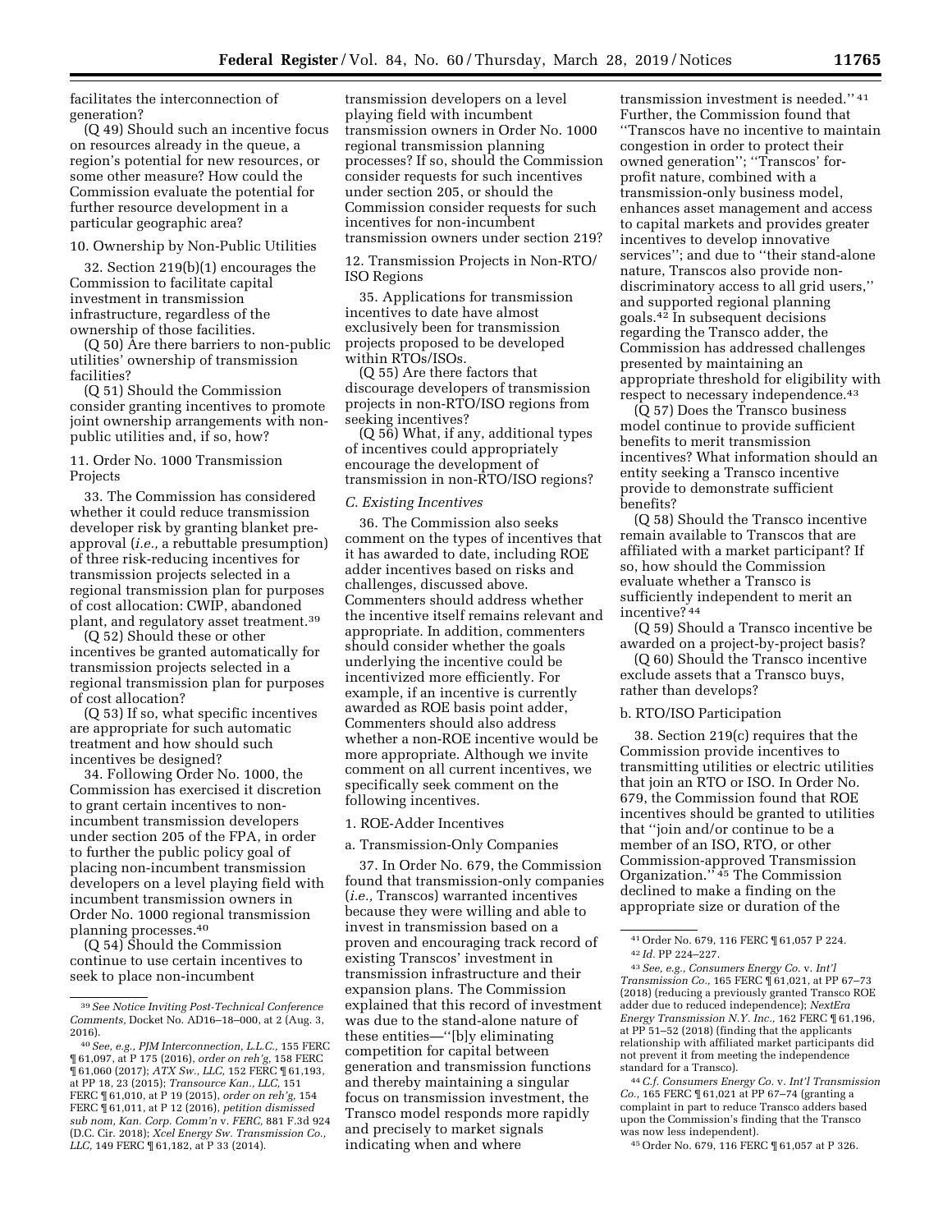facilitates the interconnection of generation?

(Q 49) Should such an incentive focus on resources already in the queue, a region's potential for new resources, or some other measure? How could the Commission evaluate the potential for further resource development in a particular geographic area?

10. Ownership by Non-Public Utilities

32. Section 219(b)(1) encourages the Commission to facilitate capital investment in transmission infrastructure, regardless of the ownership of those facilities.

(Q 50) Are there barriers to non-public utilities' ownership of transmission facilities?

(Q 51) Should the Commission consider granting incentives to promote joint ownership arrangements with non-public utilities and, if so, how?

11. Order No. 1000 Transmission Projects

33. The Commission has considered whether it could reduce transmission developer risk by granting blanket pre-approval (*i.e.,* a rebuttable presumption) of three risk-reducing incentives for transmission projects selected in a regional transmission plan for purposes of cost allocation: CWIP, abandoned plant, and regulatory asset treatment.[39]

(Q 52) Should these or other incentives be granted automatically for transmission projects selected in a regional transmission plan for purposes of cost allocation?

(Q 53) If so, what specific incentives are appropriate for such automatic treatment and how should such incentives be designed?

34. Following Order No. 1000, the Commission has exercised it discretion to grant certain incentives to non-incumbent transmission developers under section 205 of the FPA, in order to further the public policy goal of placing non-incumbent transmission developers on a level playing field with incumbent transmission owners in Order No. 1000 regional transmission planning processes.[40]

(Q 54) Should the Commission continue to use certain incentives to seek to place non-incumbent transmission developers on a level playing field with incumbent transmission owners in Order No. 1000 regional transmission planning processes? If so, should the Commission consider requests for such incentives under section 205, or should the Commission consider requests for such incentives for non-incumbent transmission owners under section 219?

12. Transmission Projects in Non-RTO/ISO Regions

35. Applications for transmission incentives to date have almost exclusively been for transmission projects proposed to be developed within RTOs/ISOs.

(Q 55) Are there factors that discourage developers of transmission projects in non-RTO/ISO regions from seeking incentives?

(Q 56) What, if any, additional types of incentives could appropriately encourage the development of transmission in non-RTO/ISO regions?

*C. Existing Incentives*

36. The Commission also seeks comment on the types of incentives that it has awarded to date, including ROE adder incentives based on risks and challenges, discussed above. Commenters should address whether the incentive itself remains relevant and appropriate. In addition, commenters should consider whether the goals underlying the incentive could be incentivized more efficiently. For example, if an incentive is currently awarded as ROE basis point adder, Commenters should also address whether a non-ROE incentive would be more appropriate. Although we invite comment on all current incentives, we specifically seek comment on the following incentives.

1. ROE-Adder Incentives

a. Transmission-Only Companies

37. In Order No. 679, the Commission found that transmission-only companies (*i.e.,* Transcos) warranted incentives because they were willing and able to invest in transmission based on a proven and encouraging track record of existing Transcos' investment in transmission infrastructure and their expansion plans. The Commission explained that this record of investment was due to the stand-alone nature of these entities—''[b]y eliminating competition for capital between generation and transmission functions and thereby maintaining a singular focus on transmission investment, the Transco model responds more rapidly and precisely to market signals indicating when and where transmission investment is needed.''[41] Further, the Commission found that ''Transcos have no incentive to maintain congestion in order to protect their owned generation''; ''Transcos' for-profit nature, combined with a transmission-only business model, enhances asset management and access to capital markets and provides greater incentives to develop innovative services''; and due to ''their stand-alone nature, Transcos also provide non-discriminatory access to all grid users,'' and supported regional planning goals.[42] In subsequent decisions regarding the Transco adder, the Commission has addressed challenges presented by maintaining an appropriate threshold for eligibility with respect to necessary independence.[43]

(Q 57) Does the Transco business model continue to provide sufficient benefits to merit transmission incentives? What information should an entity seeking a Transco incentive provide to demonstrate sufficient benefits?

(Q 58) Should the Transco incentive remain available to Transcos that are affiliated with a market participant? If so, how should the Commission evaluate whether a Transco is sufficiently independent to merit an incentive?[44]

(Q 59) Should a Transco incentive be awarded on a project-by-project basis?

(Q 60) Should the Transco incentive exclude assets that a Transco buys, rather than develops?

b. RTO/ISO Participation

38. Section 219(c) requires that the Commission provide incentives to transmitting utilities or electric utilities that join an RTO or ISO. In Order No. 679, the Commission found that ROE incentives should be granted to utilities that ''join and/or continue to be a member of an ISO, RTO, or other Commission-approved Transmission Organization.''[45] The Commission declined to make a finding on the appropriate size or duration of the

---

[39] *See Notice Inviting Post-Technical Conference Comments,* Docket No. AD16–18–000, at 2 (Aug. 3, 2016).

[40] *See, e.g., PJM Interconnection, L.L.C.,* 155 FERC ¶ 61,097, at P 175 (2016), *order on reh'g,* 158 FERC ¶ 61,060 (2017); *ATX Sw., LLC,* 152 FERC ¶ 61,193, at PP 18, 23 (2015); *Transource Kan., LLC,* 151 FERC ¶ 61,010, at P 19 (2015), *order on reh'g,* 154 FERC ¶ 61,011, at P 12 (2016), *petition dismissed sub nom, Kan. Corp. Comm'n* v. *FERC,* 881 F.3d 924 (D.C. Cir. 2018); *Xcel Energy Sw. Transmission Co., LLC,* 149 FERC ¶ 61,182, at P 33 (2014).

[41] Order No. 679, 116 FERC ¶ 61,057 P 224.

[42] *Id.* PP 224–227.

[43] *See, e.g., Consumers Energy Co.* v. *Int'l Transmission Co.,* 165 FERC ¶ 61,021, at PP 67–73 (2018) (reducing a previously granted Transco ROE adder due to reduced independence); *NextEra Energy Transmission N.Y. Inc.,* 162 FERC ¶ 61,196, at PP 51–52 (2018) (finding that the applicants relationship with affiliated market participants did not prevent it from meeting the independence standard for a Transco).

[44] *C.f. Consumers Energy Co.* v. *Int'l Transmission Co.,* 165 FERC ¶ 61,021 at PP 67–74 (granting a complaint in part to reduce Transco adders based upon the Commission's finding that the Transco was now less independent).

[45] Order No. 679, 116 FERC ¶ 61,057 at P 326.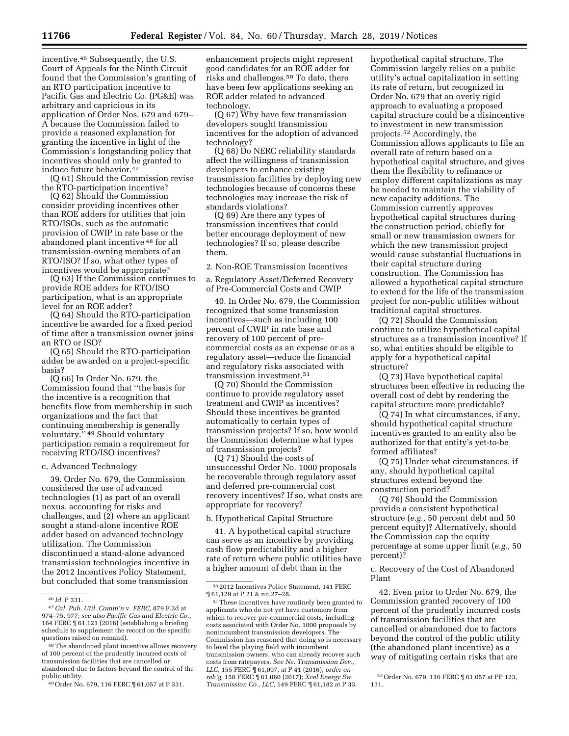incentive.[46] Subsequently, the U.S. Court of Appeals for the Ninth Circuit found that the Commission's granting of an RTO participation incentive to Pacific Gas and Electric Co. (PG&E) was arbitrary and capricious in its application of Order Nos. 679 and 679–A because the Commission failed to provide a reasoned explanation for granting the incentive in light of the Commission's longstanding policy that incentives should only be granted to induce future behavior.[47]

(Q 61) Should the Commission revise the RTO-participation incentive?

(Q 62) Should the Commission consider providing incentives other than ROE adders for utilities that join RTO/ISOs, such as the automatic provision of CWIP in rate base or the abandoned plant incentive[48] for all transmission-owning members of an RTO/ISO? If so, what other types of incentives would be appropriate?

(Q 63) If the Commission continues to provide ROE adders for RTO/ISO participation, what is an appropriate level for an ROE adder?

(Q 64) Should the RTO-participation incentive be awarded for a fixed period of time after a transmission owner joins an RTO or ISO?

(Q 65) Should the RTO-participation adder be awarded on a project-specific basis?

(Q 66) In Order No. 679, the Commission found that "the basis for the incentive is a recognition that benefits flow from membership in such organizations and the fact that continuing membership is generally voluntary."[49] Should voluntary participation remain a requirement for receiving RTO/ISO incentives?

c. Advanced Technology

39. Order No. 679, the Commission considered the use of advanced technologies (1) as part of an overall nexus, accounting for risks and challenges, and (2) where an applicant sought a stand-alone incentive ROE adder based on advanced technology utilization. The Commission discontinued a stand-alone advanced transmission technologies incentive in the 2012 Incentives Policy Statement, but concluded that some transmission enhancement projects might represent good candidates for an ROE adder for risks and challenges.[50] To date, there have been few applications seeking an ROE adder related to advanced technology.

(Q 67) Why have few transmission developers sought transmission incentives for the adoption of advanced technology?

(Q 68) Do NERC reliability standards affect the willingness of transmission developers to enhance existing transmission facilities by deploying new technologies because of concerns these technologies may increase the risk of standards violations?

(Q 69) Are there any types of transmission incentives that could better encourage deployment of new technologies? If so, please describe them.

2. Non-ROE Transmission Incentives

a. Regulatory Asset/Deferred Recovery of Pre-Commercial Costs and CWIP

40. In Order No. 679, the Commission recognized that some transmission incentives—such as including 100 percent of CWIP in rate base and recovery of 100 percent of pre-commercial costs as an expense or as a regulatory asset—reduce the financial and regulatory risks associated with transmission investment.[51]

(Q 70) Should the Commission continue to provide regulatory asset treatment and CWIP as incentives? Should these incentives be granted automatically to certain types of transmission projects? If so, how would the Commission determine what types of transmission projects?

(Q 71) Should the costs of unsuccessful Order No. 1000 proposals be recoverable through regulatory asset and deferred pre-commercial cost recovery incentives? If so, what costs are appropriate for recovery?

b. Hypothetical Capital Structure

41. A hypothetical capital structure can serve as an incentive by providing cash flow predictability and a higher rate of return where public utilities have a higher amount of debt than in the hypothetical capital structure. The Commission largely relies on a public utility's actual capitalization in setting its rate of return, but recognized in Order No. 679 that an overly rigid approach to evaluating a proposed capital structure could be a disincentive to investment in new transmission projects.[52] Accordingly, the Commission allows applicants to file an overall rate of return based on a hypothetical capital structure, and gives them the flexibility to refinance or employ different capitalizations as may be needed to maintain the viability of new capacity additions. The Commission currently approves hypothetical capital structures during the construction period, chiefly for small or new transmission owners for which the new transmission project would cause substantial fluctuations in their capital structure during construction. The Commission has allowed a hypothetical capital structure to extend for the life of the transmission project for non-public utilities without traditional capital structures.

(Q 72) Should the Commission continue to utilize hypothetical capital structures as a transmission incentive? If so, what entities should be eligible to apply for a hypothetical capital structure?

(Q 73) Have hypothetical capital structures been effective in reducing the overall cost of debt by rendering the capital structure more predictable?

(Q 74) In what circumstances, if any, should hypothetical capital structure incentives granted to an entity also be authorized for that entity's yet-to-be formed affiliates?

(Q 75) Under what circumstances, if any, should hypothetical capital structures extend beyond the construction period?

(Q 76) Should the Commission provide a consistent hypothetical structure (*e.g.,* 50 percent debt and 50 percent equity)? Alternatively, should the Commission cap the equity percentage at some upper limit (*e.g.,* 50 percent)?

c. Recovery of the Cost of Abandoned Plant

42. Even prior to Order No. 679, the Commission granted recovery of 100 percent of the prudently incurred costs of transmission facilities that are cancelled or abandoned due to factors beyond the control of the public utility (the abandoned plant incentive) as a way of mitigating certain risks that are

---

[46] *Id.* P 331.

[47] *Cal. Pub. Util. Comm'n* v. *FERC,* 879 F.3d at 974–75, 977; *see also Pacific Gas and Electric Co.,* 164 FERC ¶ 61,121 (2018) (establishing a briefing schedule to supplement the record on the specific questions raised on remand).

[48] The abandoned plant incentive allows recovery of 100 percent of the prudently incurred costs of transmission facilities that are cancelled or abandoned due to factors beyond the control of the public utility.

[49] Order No. 679, 116 FERC ¶ 61,057 at P 331.

[50] 2012 Incentives Policy Statement, 141 FERC ¶ 61,129 at P 21 & nn.27–28.

[51] These incentives have routinely been granted to applicants who do not yet have customers from which to recover pre-commercial costs, including costs associated with Order No. 1000 proposals by nonincumbent transmission developers. The Commission has reasoned that doing so is necessary to level the playing field with incumbent transmission owners, who can already recover such costs from ratepayers. *See Ne. Transmission Dev., LLC,* 155 FERC ¶ 61,097, at P 41 (2016), *order on reh'g,* 158 FERC ¶ 61,060 (2017); *Xcel Energy Sw. Transmission Co., LLC,* 149 FERC ¶ 61,182 at P 33.

[52] Order No. 679, 116 FERC ¶ 61,057 at PP 123, 131.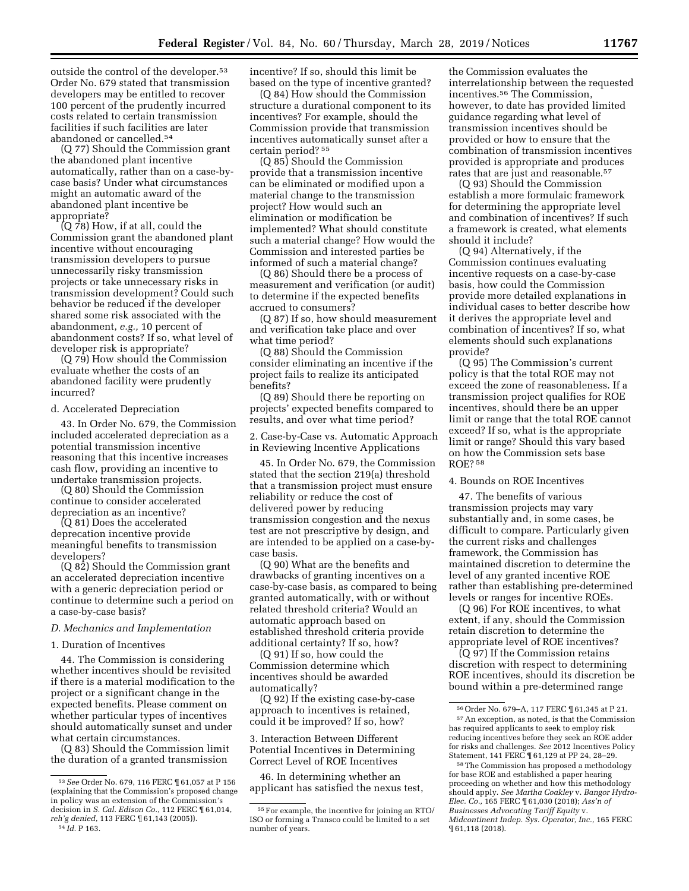outside the control of the developer.[53] Order No. 679 stated that transmission developers may be entitled to recover 100 percent of the prudently incurred costs related to certain transmission facilities if such facilities are later abandoned or cancelled.[54]

(Q 77) Should the Commission grant the abandoned plant incentive automatically, rather than on a case-by-case basis? Under what circumstances might an automatic award of the abandoned plant incentive be appropriate?

(Q 78) How, if at all, could the Commission grant the abandoned plant incentive without encouraging transmission developers to pursue unnecessarily risky transmission projects or take unnecessary risks in transmission development? Could such behavior be reduced if the developer shared some risk associated with the abandonment, *e.g.,* 10 percent of abandonment costs? If so, what level of developer risk is appropriate?

(Q 79) How should the Commission evaluate whether the costs of an abandoned facility were prudently incurred?

d. Accelerated Depreciation

43. In Order No. 679, the Commission included accelerated depreciation as a potential transmission incentive reasoning that this incentive increases cash flow, providing an incentive to undertake transmission projects.

(Q 80) Should the Commission continue to consider accelerated depreciation as an incentive?

(Q 81) Does the accelerated deprecation incentive provide meaningful benefits to transmission developers?

(Q 82) Should the Commission grant an accelerated depreciation incentive with a generic depreciation period or continue to determine such a period on a case-by-case basis?

### *D. Mechanics and Implementation*

1. Duration of Incentives

44. The Commission is considering whether incentives should be revisited if there is a material modification to the project or a significant change in the expected benefits. Please comment on whether particular types of incentives should automatically sunset and under what certain circumstances.

(Q 83) Should the Commission limit the duration of a granted transmission incentive? If so, should this limit be based on the type of incentive granted?

(Q 84) How should the Commission structure a durational component to its incentives? For example, should the Commission provide that transmission incentives automatically sunset after a certain period? [55]

(Q 85) Should the Commission provide that a transmission incentive can be eliminated or modified upon a material change to the transmission project? How would such an elimination or modification be implemented? What should constitute such a material change? How would the Commission and interested parties be informed of such a material change?

(Q 86) Should there be a process of measurement and verification (or audit) to determine if the expected benefits accrued to consumers?

(Q 87) If so, how should measurement and verification take place and over what time period?

(Q 88) Should the Commission consider eliminating an incentive if the project fails to realize its anticipated benefits?

(Q 89) Should there be reporting on projects' expected benefits compared to results, and over what time period?

2. Case-by-Case vs. Automatic Approach in Reviewing Incentive Applications

45. In Order No. 679, the Commission stated that the section 219(a) threshold that a transmission project must ensure reliability or reduce the cost of delivered power by reducing transmission congestion and the nexus test are not prescriptive by design, and are intended to be applied on a case-by-case basis.

(Q 90) What are the benefits and drawbacks of granting incentives on a case-by-case basis, as compared to being granted automatically, with or without related threshold criteria? Would an automatic approach based on established threshold criteria provide additional certainty? If so, how?

(Q 91) If so, how could the Commission determine which incentives should be awarded automatically?

(Q 92) If the existing case-by-case approach to incentives is retained, could it be improved? If so, how?

3. Interaction Between Different Potential Incentives in Determining Correct Level of ROE Incentives

46. In determining whether an applicant has satisfied the nexus test, the Commission evaluates the interrelationship between the requested incentives.[56] The Commission, however, to date has provided limited guidance regarding what level of transmission incentives should be provided or how to ensure that the combination of transmission incentives provided is appropriate and produces rates that are just and reasonable.[57]

(Q 93) Should the Commission establish a more formulaic framework for determining the appropriate level and combination of incentives? If such a framework is created, what elements should it include?

(Q 94) Alternatively, if the Commission continues evaluating incentive requests on a case-by-case basis, how could the Commission provide more detailed explanations in individual cases to better describe how it derives the appropriate level and combination of incentives? If so, what elements should such explanations provide?

(Q 95) The Commission's current policy is that the total ROE may not exceed the zone of reasonableness. If a transmission project qualifies for ROE incentives, should there be an upper limit or range that the total ROE cannot exceed? If so, what is the appropriate limit or range? Should this vary based on how the Commission sets base ROE? [58]

4. Bounds on ROE Incentives

47. The benefits of various transmission projects may vary substantially and, in some cases, be difficult to compare. Particularly given the current risks and challenges framework, the Commission has maintained discretion to determine the level of any granted incentive ROE rather than establishing pre-determined levels or ranges for incentive ROEs.

(Q 96) For ROE incentives, to what extent, if any, should the Commission retain discretion to determine the appropriate level of ROE incentives?

(Q 97) If the Commission retains discretion with respect to determining ROE incentives, should its discretion be bound within a pre-determined range

---

[53] *See* Order No. 679, 116 FERC ¶ 61,057 at P 156 (explaining that the Commission's proposed change in policy was an extension of the Commission's decision in *S. Cal. Edison Co.,* 112 FERC ¶ 61,014, *reh'g denied,* 113 FERC ¶ 61,143 (2005)).

[54] *Id.* P 163.

[55] For example, the incentive for joining an RTO/ISO or forming a Transco could be limited to a set number of years.

[56] Order No. 679–A, 117 FERC ¶ 61,345 at P 21.

[57] An exception, as noted, is that the Commission has required applicants to seek to employ risk reducing incentives before they seek an ROE adder for risks and challenges. *See* 2012 Incentives Policy Statement, 141 FERC ¶ 61,129 at PP 24, 28–29.

[58] The Commission has proposed a methodology for base ROE and established a paper hearing proceeding on whether and how this methodology should apply. *See Martha Coakley* v. *Bangor Hydro-Elec. Co.,* 165 FERC ¶ 61,030 (2018); *Ass'n of Businesses Advocating Tariff Equity* v. *Midcontinent Indep. Sys. Operator, Inc.,* 165 FERC ¶ 61,118 (2018).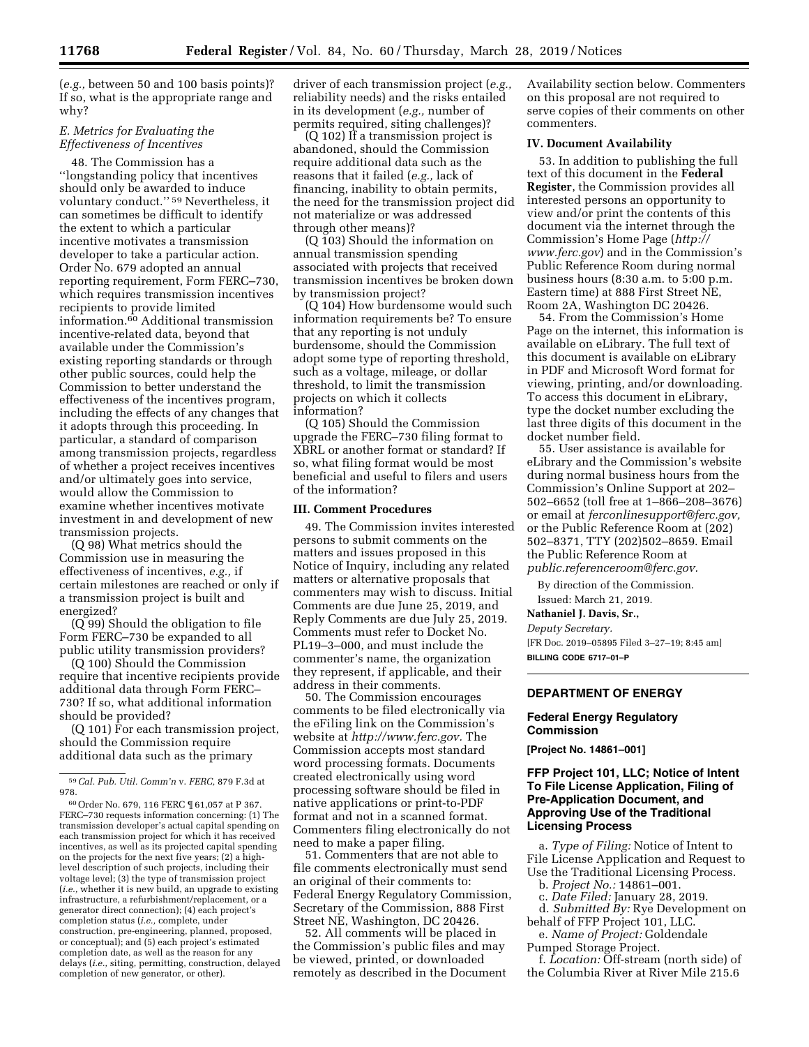(*e.g.,* between 50 and 100 basis points)? If so, what is the appropriate range and why?

### E. Metrics for Evaluating the Effectiveness of Incentives

48. The Commission has a ''longstanding policy that incentives should only be awarded to induce voluntary conduct.'' [59] Nevertheless, it can sometimes be difficult to identify the extent to which a particular incentive motivates a transmission developer to take a particular action. Order No. 679 adopted an annual reporting requirement, Form FERC–730, which requires transmission incentives recipients to provide limited information.[60] Additional transmission incentive-related data, beyond that available under the Commission's existing reporting standards or through other public sources, could help the Commission to better understand the effectiveness of the incentives program, including the effects of any changes that it adopts through this proceeding. In particular, a standard of comparison among transmission projects, regardless of whether a project receives incentives and/or ultimately goes into service, would allow the Commission to examine whether incentives motivate investment in and development of new transmission projects.

(Q 98) What metrics should the Commission use in measuring the effectiveness of incentives, *e.g.,* if certain milestones are reached or only if a transmission project is built and energized?

(Q 99) Should the obligation to file Form FERC–730 be expanded to all public utility transmission providers?

(Q 100) Should the Commission require that incentive recipients provide additional data through Form FERC–730? If so, what additional information should be provided?

(Q 101) For each transmission project, should the Commission require additional data such as the primary driver of each transmission project (*e.g.,* reliability needs) and the risks entailed in its development (*e.g.,* number of permits required, siting challenges)?

(Q 102) If a transmission project is abandoned, should the Commission require additional data such as the reasons that it failed (*e.g.,* lack of financing, inability to obtain permits, the need for the transmission project did not materialize or was addressed through other means)?

(Q 103) Should the information on annual transmission spending associated with projects that received transmission incentives be broken down by transmission project?

(Q 104) How burdensome would such information requirements be? To ensure that any reporting is not unduly burdensome, should the Commission adopt some type of reporting threshold, such as a voltage, mileage, or dollar threshold, to limit the transmission projects on which it collects information?

(Q 105) Should the Commission upgrade the FERC–730 filing format to XBRL or another format or standard? If so, what filing format would be most beneficial and useful to filers and users of the information?

## III. Comment Procedures

49. The Commission invites interested persons to submit comments on the matters and issues proposed in this Notice of Inquiry, including any related matters or alternative proposals that commenters may wish to discuss. Initial Comments are due June 25, 2019, and Reply Comments are due July 25, 2019. Comments must refer to Docket No. PL19–3–000, and must include the commenter's name, the organization they represent, if applicable, and their address in their comments.

50. The Commission encourages comments to be filed electronically via the eFiling link on the Commission's website at *http://www.ferc.gov.* The Commission accepts most standard word processing formats. Documents created electronically using word processing software should be filed in native applications or print-to-PDF format and not in a scanned format. Commenters filing electronically do not need to make a paper filing.

51. Commenters that are not able to file comments electronically must send an original of their comments to: Federal Energy Regulatory Commission, Secretary of the Commission, 888 First Street NE, Washington, DC 20426.

52. All comments will be placed in the Commission's public files and may be viewed, printed, or downloaded remotely as described in the Document Availability section below. Commenters on this proposal are not required to serve copies of their comments on other commenters.

## IV. Document Availability

53. In addition to publishing the full text of this document in the **Federal Register**, the Commission provides all interested persons an opportunity to view and/or print the contents of this document via the internet through the Commission's Home Page (*http://www.ferc.gov*) and in the Commission's Public Reference Room during normal business hours (8:30 a.m. to 5:00 p.m. Eastern time) at 888 First Street NE, Room 2A, Washington DC 20426.

54. From the Commission's Home Page on the internet, this information is available on eLibrary. The full text of this document is available on eLibrary in PDF and Microsoft Word format for viewing, printing, and/or downloading. To access this document in eLibrary, type the docket number excluding the last three digits of this document in the docket number field.

55. User assistance is available for eLibrary and the Commission's website during normal business hours from the Commission's Online Support at 202–502–6652 (toll free at 1–866–208–3676) or email at *ferconlinesupport@ferc.gov,* or the Public Reference Room at (202) 502–8371, TTY (202)502–8659. Email the Public Reference Room at *public.referenceroom@ferc.gov.*

By direction of the Commission.

Issued: March 21, 2019.

**Nathaniel J. Davis, Sr.,**

*Deputy Secretary.*

[FR Doc. 2019–05895 Filed 3–27–19; 8:45 am]

**BILLING CODE 6717–01–P**

---

[59] *Cal. Pub. Util. Comm'n* v. *FERC,* 879 F.3d at 978.

[60] Order No. 679, 116 FERC ¶ 61,057 at P 367. FERC–730 requests information concerning: (1) The transmission developer's actual capital spending on each transmission project for which it has received incentives, as well as its projected capital spending on the projects for the next five years; (2) a high-level description of such projects, including their voltage level; (3) the type of transmission project (*i.e.,* whether it is new build, an upgrade to existing infrastructure, a refurbishment/replacement, or a generator direct connection); (4) each project's completion status (*i.e.,* complete, under construction, pre-engineering, planned, proposed, or conceptual); and (5) each project's estimated completion date, as well as the reason for any delays (*i.e.,* siting, permitting, construction, delayed completion of new generator, or other).

---

## DEPARTMENT OF ENERGY

### Federal Energy Regulatory Commission

**[Project No. 14861–001]**

### FFP Project 101, LLC; Notice of Intent To File License Application, Filing of Pre-Application Document, and Approving Use of the Traditional Licensing Process

a. *Type of Filing:* Notice of Intent to File License Application and Request to Use the Traditional Licensing Process.

b. *Project No.:* 14861–001.

c. *Date Filed:* January 28, 2019.

d. *Submitted By:* Rye Development on behalf of FFP Project 101, LLC.

e. *Name of Project:* Goldendale Pumped Storage Project.

f. *Location:* Off-stream (north side) of the Columbia River at River Mile 215.6